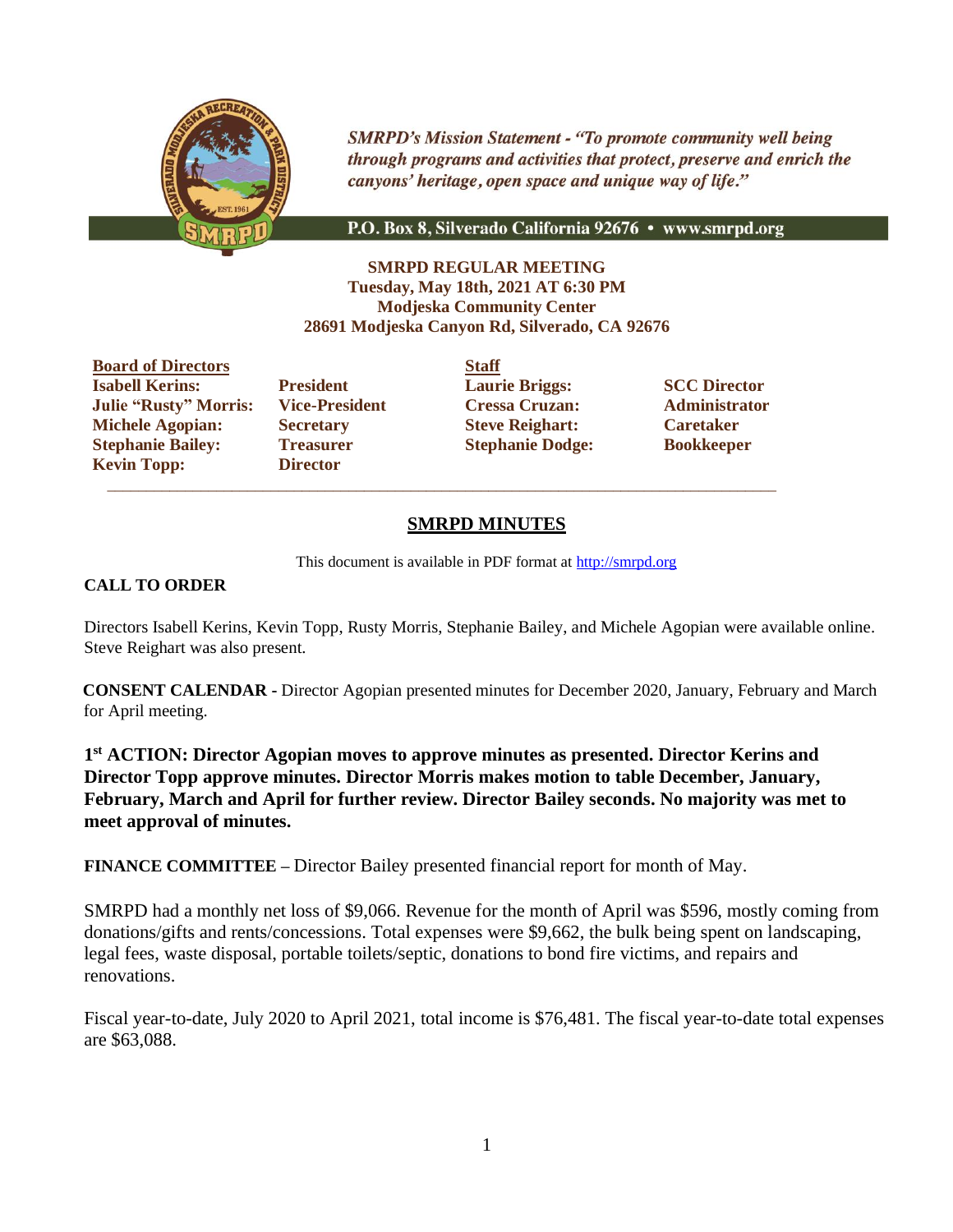*SMRPD's Mission Statement - "To promote community well being through programs and activities that protect, preserve and enrich the canyons' heritage, open space and unique way of life."*

P.O. Box 8, Silverado California 92676 • www.smrpd.org

**SMRPD REGULAR MEETING**
**Tuesday, May 18th, 2021 AT 6:30 PM**
**Modjeska Community Center**
**28691 Modjeska Canyon Rd, Silverado, CA 92676**

| **Board of Directors** | | **Staff** | |
|---|---|---|---|
| **Isabell Kerins:** | **President** | **Laurie Briggs:** | **SCC Director** |
| **Julie "Rusty" Morris:** | **Vice-President** | **Cressa Cruzan:** | **Administrator** |
| **Michele Agopian:** | **Secretary** | **Steve Reighart:** | **Caretaker** |
| **Stephanie Bailey:** | **Treasurer** | **Stephanie Dodge:** | **Bookkeeper** |
| **Kevin Topp:** | **Director** | | |

## SMRPD MINUTES

This document is available in PDF format at http://smrpd.org

**CALL TO ORDER**

Directors Isabell Kerins, Kevin Topp, Rusty Morris, Stephanie Bailey, and Michele Agopian were available online. Steve Reighart was also present.

**CONSENT CALENDAR -** Director Agopian presented minutes for December 2020, January, February and March for April meeting.

**1st ACTION: Director Agopian moves to approve minutes as presented. Director Kerins and Director Topp approve minutes. Director Morris makes motion to table December, January, February, March and April for further review. Director Bailey seconds. No majority was met to meet approval of minutes.**

**FINANCE COMMITTEE** – Director Bailey presented financial report for month of May.

SMRPD had a monthly net loss of $9,066. Revenue for the month of April was $596, mostly coming from donations/gifts and rents/concessions. Total expenses were $9,662, the bulk being spent on landscaping, legal fees, waste disposal, portable toilets/septic, donations to bond fire victims, and repairs and renovations.

Fiscal year-to-date, July 2020 to April 2021, total income is $76,481. The fiscal year-to-date total expenses are $63,088.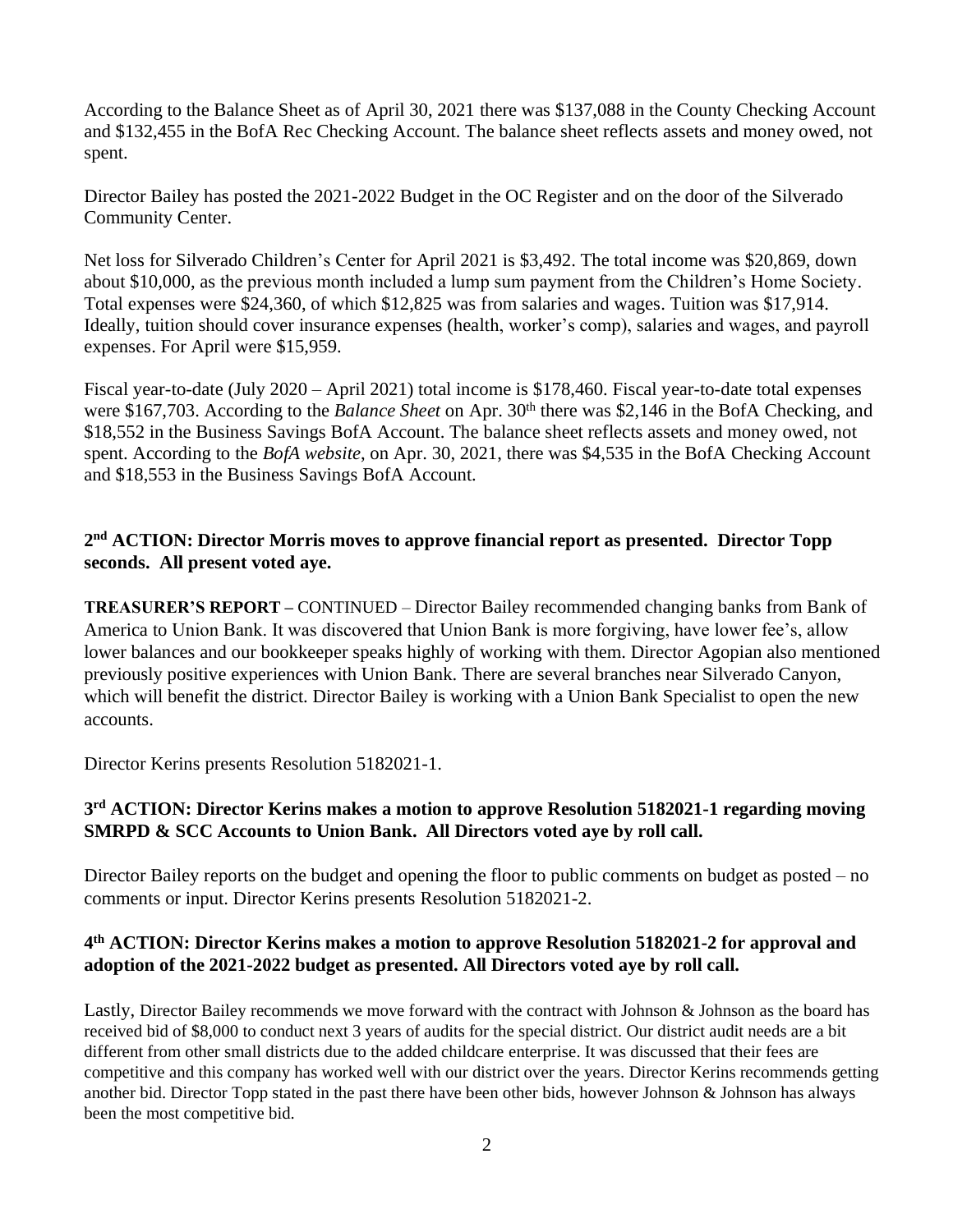According to the Balance Sheet as of April 30, 2021 there was $137,088 in the County Checking Account and $132,455 in the BofA Rec Checking Account. The balance sheet reflects assets and money owed, not spent.

Director Bailey has posted the 2021-2022 Budget in the OC Register and on the door of the Silverado Community Center.

Net loss for Silverado Children's Center for April 2021 is $3,492. The total income was $20,869, down about $10,000, as the previous month included a lump sum payment from the Children's Home Society. Total expenses were $24,360, of which $12,825 was from salaries and wages. Tuition was $17,914. Ideally, tuition should cover insurance expenses (health, worker's comp), salaries and wages, and payroll expenses. For April were $15,959.

Fiscal year-to-date (July 2020 – April 2021) total income is $178,460. Fiscal year-to-date total expenses were $167,703. According to the *Balance Sheet* on Apr. 30th there was $2,146 in the BofA Checking, and $18,552 in the Business Savings BofA Account. The balance sheet reflects assets and money owed, not spent. According to the *BofA website*, on Apr. 30, 2021, there was $4,535 in the BofA Checking Account and $18,553 in the Business Savings BofA Account.

**2nd ACTION: Director Morris moves to approve financial report as presented. Director Topp seconds. All present voted aye.**

**TREASURER'S REPORT –** CONTINUED – Director Bailey recommended changing banks from Bank of America to Union Bank. It was discovered that Union Bank is more forgiving, have lower fee's, allow lower balances and our bookkeeper speaks highly of working with them. Director Agopian also mentioned previously positive experiences with Union Bank. There are several branches near Silverado Canyon, which will benefit the district. Director Bailey is working with a Union Bank Specialist to open the new accounts.

Director Kerins presents Resolution 5182021-1.

**3rd ACTION: Director Kerins makes a motion to approve Resolution 5182021-1 regarding moving SMRPD & SCC Accounts to Union Bank. All Directors voted aye by roll call.**

Director Bailey reports on the budget and opening the floor to public comments on budget as posted – no comments or input. Director Kerins presents Resolution 5182021-2.

**4th ACTION: Director Kerins makes a motion to approve Resolution 5182021-2 for approval and adoption of the 2021-2022 budget as presented. All Directors voted aye by roll call.**

Lastly, Director Bailey recommends we move forward with the contract with Johnson & Johnson as the board has received bid of $8,000 to conduct next 3 years of audits for the special district. Our district audit needs are a bit different from other small districts due to the added childcare enterprise. It was discussed that their fees are competitive and this company has worked well with our district over the years. Director Kerins recommends getting another bid. Director Topp stated in the past there have been other bids, however Johnson & Johnson has always been the most competitive bid.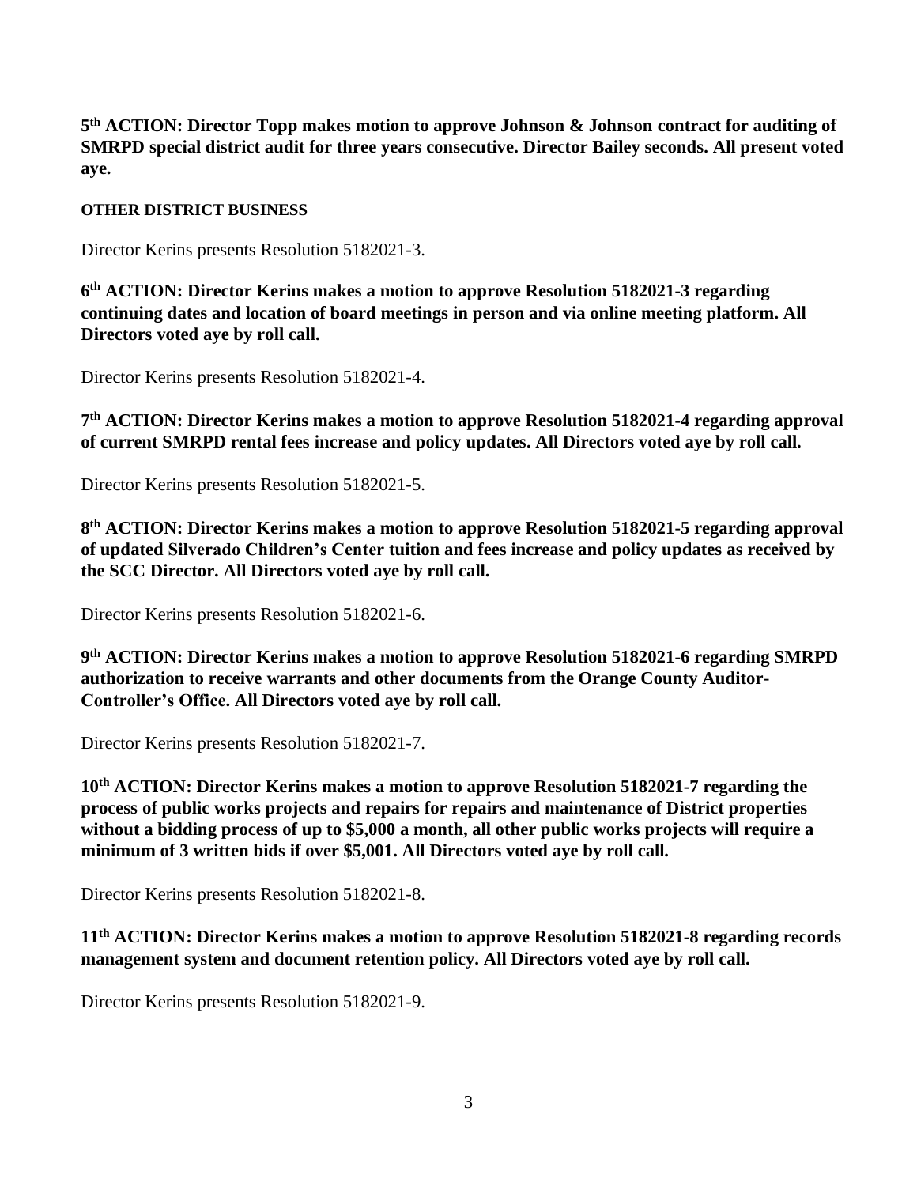**5th ACTION: Director Topp makes motion to approve Johnson & Johnson contract for auditing of SMRPD special district audit for three years consecutive. Director Bailey seconds. All present voted aye.**

**OTHER DISTRICT BUSINESS**

Director Kerins presents Resolution 5182021-3.

**6th ACTION: Director Kerins makes a motion to approve Resolution 5182021-3 regarding continuing dates and location of board meetings in person and via online meeting platform. All Directors voted aye by roll call.**

Director Kerins presents Resolution 5182021-4.

**7th ACTION: Director Kerins makes a motion to approve Resolution 5182021-4 regarding approval of current SMRPD rental fees increase and policy updates. All Directors voted aye by roll call.**

Director Kerins presents Resolution 5182021-5.

**8th ACTION: Director Kerins makes a motion to approve Resolution 5182021-5 regarding approval of updated Silverado Children's Center tuition and fees increase and policy updates as received by the SCC Director. All Directors voted aye by roll call.**

Director Kerins presents Resolution 5182021-6.

**9th ACTION: Director Kerins makes a motion to approve Resolution 5182021-6 regarding SMRPD authorization to receive warrants and other documents from the Orange County Auditor-Controller's Office. All Directors voted aye by roll call.**

Director Kerins presents Resolution 5182021-7.

**10th ACTION: Director Kerins makes a motion to approve Resolution 5182021-7 regarding the process of public works projects and repairs for repairs and maintenance of District properties without a bidding process of up to $5,000 a month, all other public works projects will require a minimum of 3 written bids if over $5,001. All Directors voted aye by roll call.**

Director Kerins presents Resolution 5182021-8.

**11th ACTION: Director Kerins makes a motion to approve Resolution 5182021-8 regarding records management system and document retention policy. All Directors voted aye by roll call.**

Director Kerins presents Resolution 5182021-9.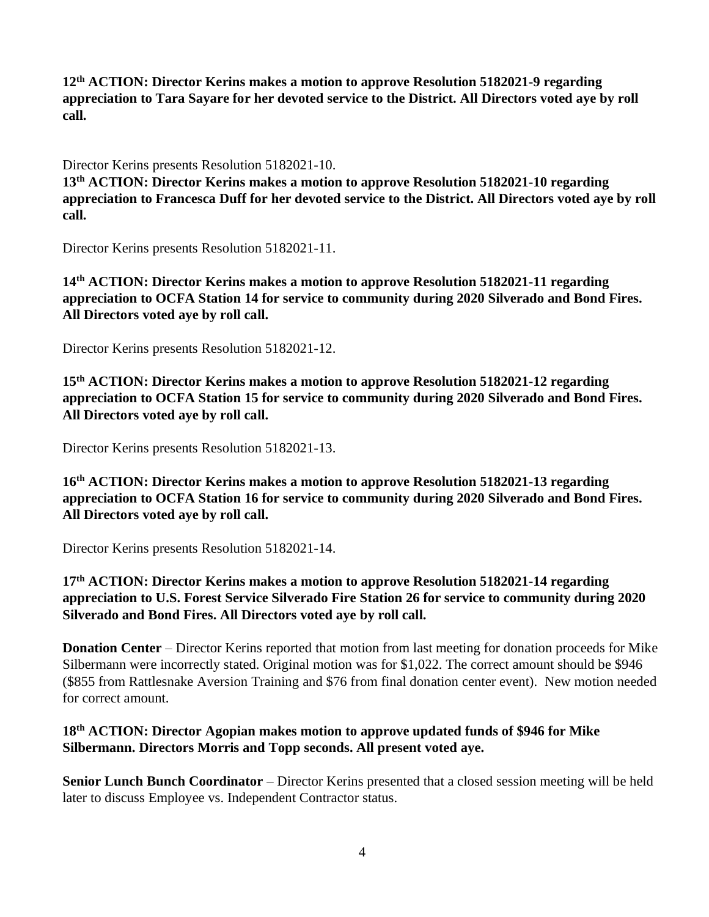**12th ACTION: Director Kerins makes a motion to approve Resolution 5182021-9 regarding appreciation to Tara Sayare for her devoted service to the District. All Directors voted aye by roll call.**

Director Kerins presents Resolution 5182021-10.

**13th ACTION: Director Kerins makes a motion to approve Resolution 5182021-10 regarding appreciation to Francesca Duff for her devoted service to the District. All Directors voted aye by roll call.**

Director Kerins presents Resolution 5182021-11.

**14th ACTION: Director Kerins makes a motion to approve Resolution 5182021-11 regarding appreciation to OCFA Station 14 for service to community during 2020 Silverado and Bond Fires. All Directors voted aye by roll call.**

Director Kerins presents Resolution 5182021-12.

**15th ACTION: Director Kerins makes a motion to approve Resolution 5182021-12 regarding appreciation to OCFA Station 15 for service to community during 2020 Silverado and Bond Fires. All Directors voted aye by roll call.**

Director Kerins presents Resolution 5182021-13.

**16th ACTION: Director Kerins makes a motion to approve Resolution 5182021-13 regarding appreciation to OCFA Station 16 for service to community during 2020 Silverado and Bond Fires. All Directors voted aye by roll call.**

Director Kerins presents Resolution 5182021-14.

**17th ACTION: Director Kerins makes a motion to approve Resolution 5182021-14 regarding appreciation to U.S. Forest Service Silverado Fire Station 26 for service to community during 2020 Silverado and Bond Fires. All Directors voted aye by roll call.**

**Donation Center** – Director Kerins reported that motion from last meeting for donation proceeds for Mike Silbermann were incorrectly stated. Original motion was for $1,022. The correct amount should be $946 ($855 from Rattlesnake Aversion Training and $76 from final donation center event). New motion needed for correct amount.

**18th ACTION: Director Agopian makes motion to approve updated funds of $946 for Mike Silbermann. Directors Morris and Topp seconds. All present voted aye.**

**Senior Lunch Bunch Coordinator** – Director Kerins presented that a closed session meeting will be held later to discuss Employee vs. Independent Contractor status.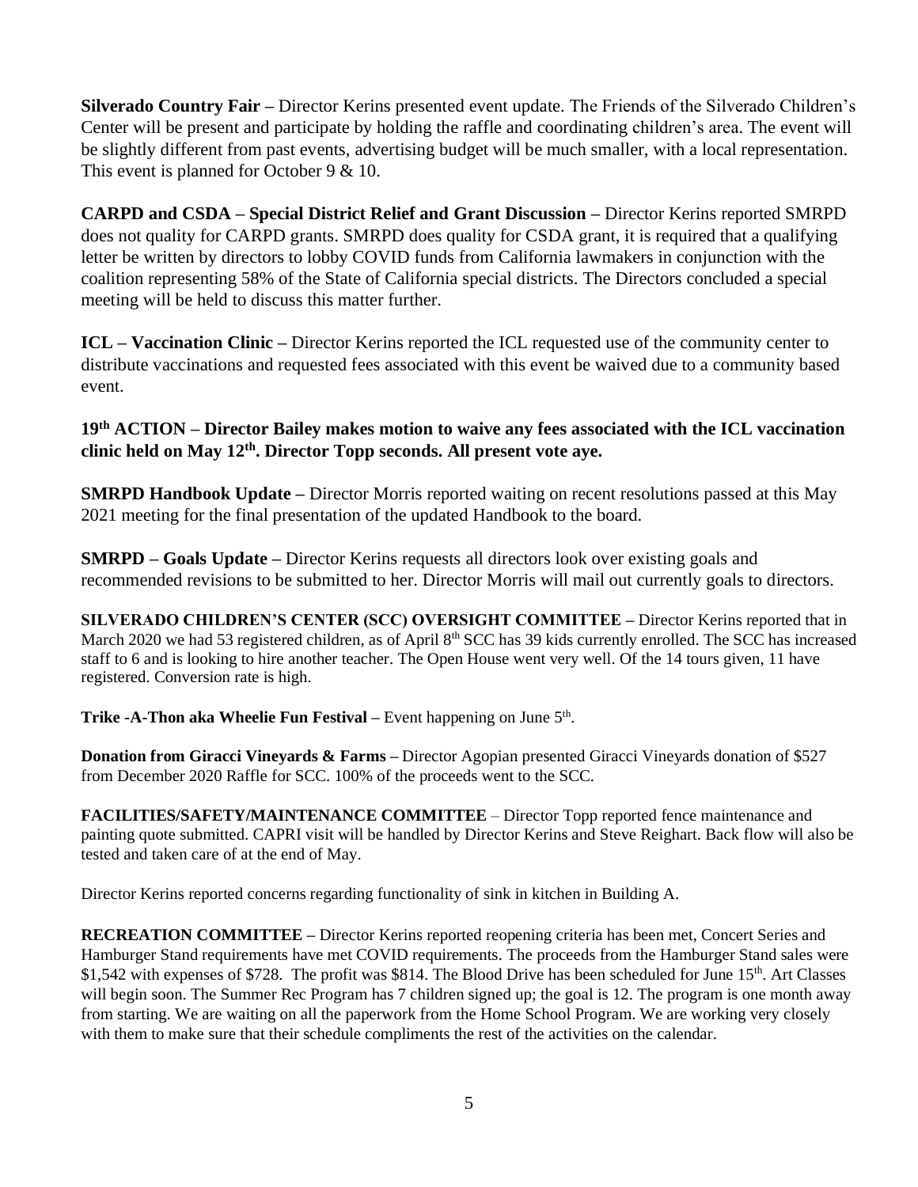**Silverado Country Fair –** Director Kerins presented event update. The Friends of the Silverado Children's Center will be present and participate by holding the raffle and coordinating children's area. The event will be slightly different from past events, advertising budget will be much smaller, with a local representation. This event is planned for October 9 & 10.

**CARPD and CSDA – Special District Relief and Grant Discussion –** Director Kerins reported SMRPD does not quality for CARPD grants. SMRPD does quality for CSDA grant, it is required that a qualifying letter be written by directors to lobby COVID funds from California lawmakers in conjunction with the coalition representing 58% of the State of California special districts. The Directors concluded a special meeting will be held to discuss this matter further.

**ICL – Vaccination Clinic –** Director Kerins reported the ICL requested use of the community center to distribute vaccinations and requested fees associated with this event be waived due to a community based event.

**19th ACTION – Director Bailey makes motion to waive any fees associated with the ICL vaccination clinic held on May 12th. Director Topp seconds. All present vote aye.**

**SMRPD Handbook Update –** Director Morris reported waiting on recent resolutions passed at this May 2021 meeting for the final presentation of the updated Handbook to the board.

**SMRPD – Goals Update –** Director Kerins requests all directors look over existing goals and recommended revisions to be submitted to her. Director Morris will mail out currently goals to directors.

**SILVERADO CHILDREN'S CENTER (SCC) OVERSIGHT COMMITTEE –** Director Kerins reported that in March 2020 we had 53 registered children, as of April 8th SCC has 39 kids currently enrolled. The SCC has increased staff to 6 and is looking to hire another teacher. The Open House went very well. Of the 14 tours given, 11 have registered. Conversion rate is high.

**Trike -A-Thon aka Wheelie Fun Festival –** Event happening on June 5th.

**Donation from Giracci Vineyards & Farms –** Director Agopian presented Giracci Vineyards donation of $527 from December 2020 Raffle for SCC. 100% of the proceeds went to the SCC.

**FACILITIES/SAFETY/MAINTENANCE COMMITTEE** – Director Topp reported fence maintenance and painting quote submitted. CAPRI visit will be handled by Director Kerins and Steve Reighart. Back flow will also be tested and taken care of at the end of May.

Director Kerins reported concerns regarding functionality of sink in kitchen in Building A.

**RECREATION COMMITTEE –** Director Kerins reported reopening criteria has been met, Concert Series and Hamburger Stand requirements have met COVID requirements. The proceeds from the Hamburger Stand sales were $1,542 with expenses of $728. The profit was $814. The Blood Drive has been scheduled for June 15th. Art Classes will begin soon. The Summer Rec Program has 7 children signed up; the goal is 12. The program is one month away from starting. We are waiting on all the paperwork from the Home School Program. We are working very closely with them to make sure that their schedule compliments the rest of the activities on the calendar.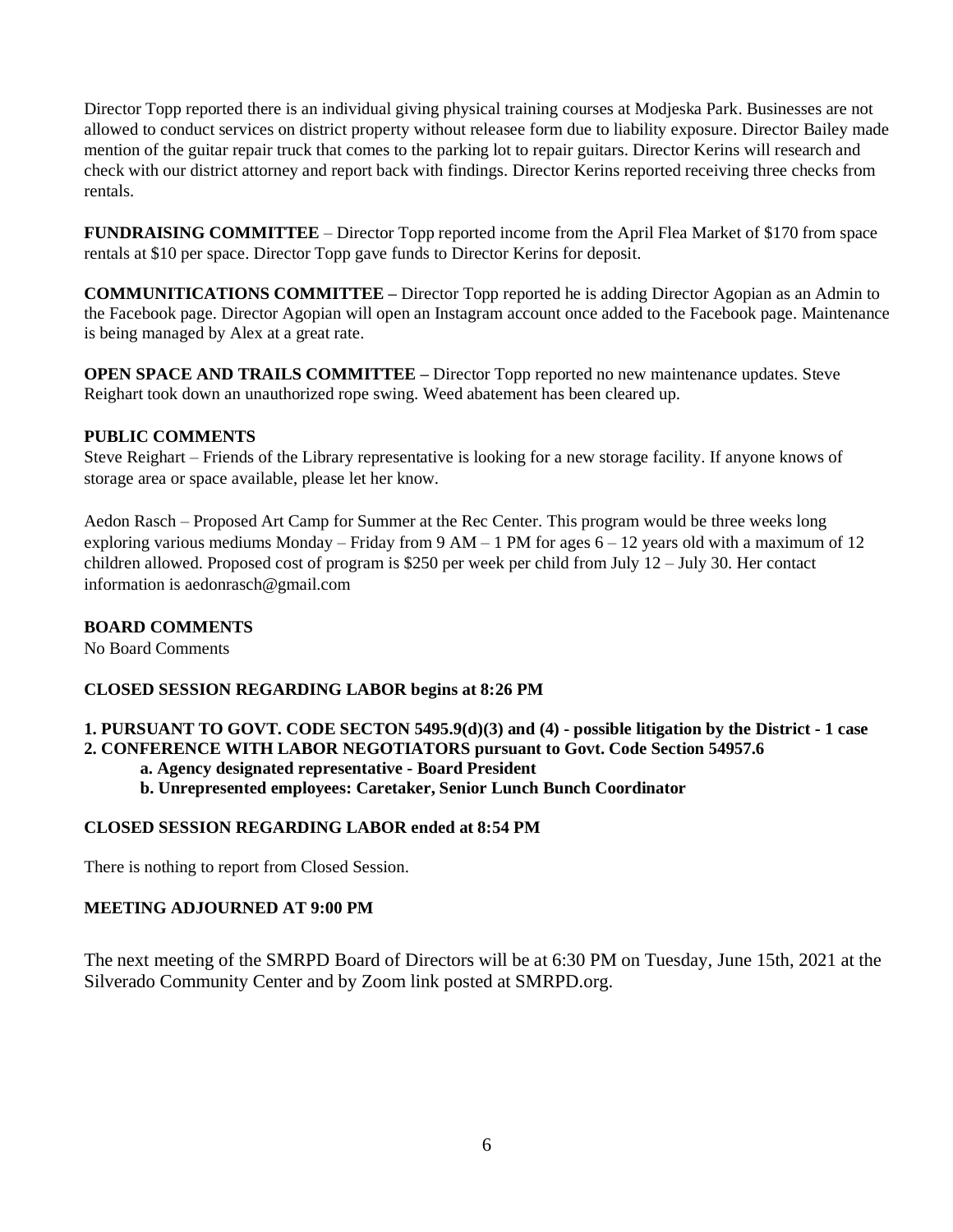Director Topp reported there is an individual giving physical training courses at Modjeska Park. Businesses are not allowed to conduct services on district property without releasee form due to liability exposure. Director Bailey made mention of the guitar repair truck that comes to the parking lot to repair guitars. Director Kerins will research and check with our district attorney and report back with findings. Director Kerins reported receiving three checks from rentals.

**FUNDRAISING COMMITTEE** – Director Topp reported income from the April Flea Market of $170 from space rentals at $10 per space. Director Topp gave funds to Director Kerins for deposit.

**COMMUNITICATIONS COMMITTEE –** Director Topp reported he is adding Director Agopian as an Admin to the Facebook page. Director Agopian will open an Instagram account once added to the Facebook page. Maintenance is being managed by Alex at a great rate.

**OPEN SPACE AND TRAILS COMMITTEE –** Director Topp reported no new maintenance updates. Steve Reighart took down an unauthorized rope swing. Weed abatement has been cleared up.

**PUBLIC COMMENTS**

Steve Reighart – Friends of the Library representative is looking for a new storage facility. If anyone knows of storage area or space available, please let her know.

Aedon Rasch – Proposed Art Camp for Summer at the Rec Center. This program would be three weeks long exploring various mediums Monday – Friday from 9 AM – 1 PM for ages 6 – 12 years old with a maximum of 12 children allowed. Proposed cost of program is $250 per week per child from July 12 – July 30. Her contact information is aedonrasch@gmail.com

**BOARD COMMENTS**

No Board Comments

**CLOSED SESSION REGARDING LABOR begins at 8:26 PM**

**1. PURSUANT TO GOVT. CODE SECTON 5495.9(d)(3) and (4) - possible litigation by the District - 1 case**
**2. CONFERENCE WITH LABOR NEGOTIATORS pursuant to Govt. Code Section 54957.6**

- **a. Agency designated representative - Board President**
- **b. Unrepresented employees: Caretaker, Senior Lunch Bunch Coordinator**

**CLOSED SESSION REGARDING LABOR ended at 8:54 PM**

There is nothing to report from Closed Session.

**MEETING ADJOURNED AT 9:00 PM**

The next meeting of the SMRPD Board of Directors will be at 6:30 PM on Tuesday, June 15th, 2021 at the Silverado Community Center and by Zoom link posted at SMRPD.org.